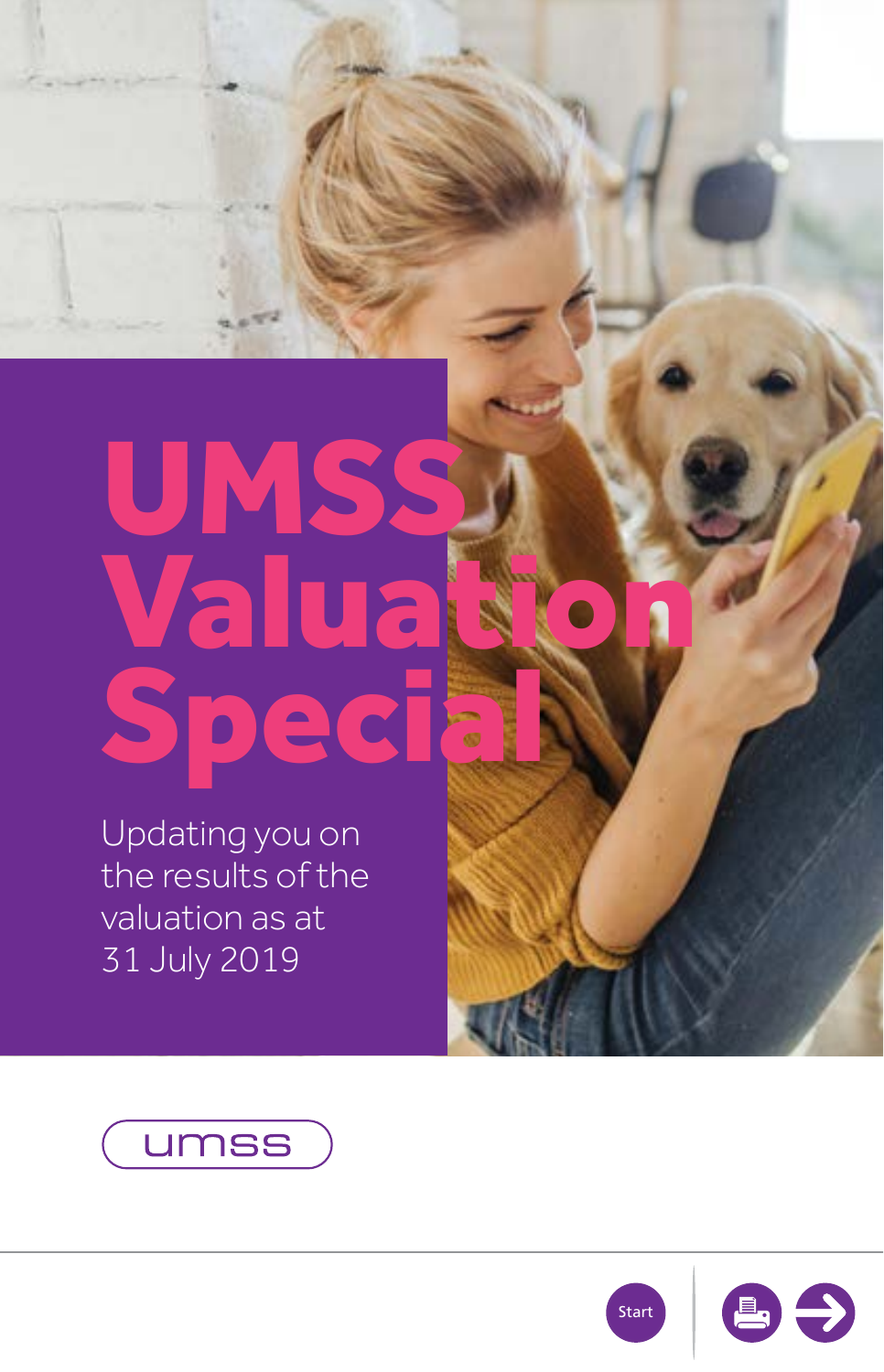# UMSS Valuation Special

Updating you on the results of the valuation as at 31 July 2019

umss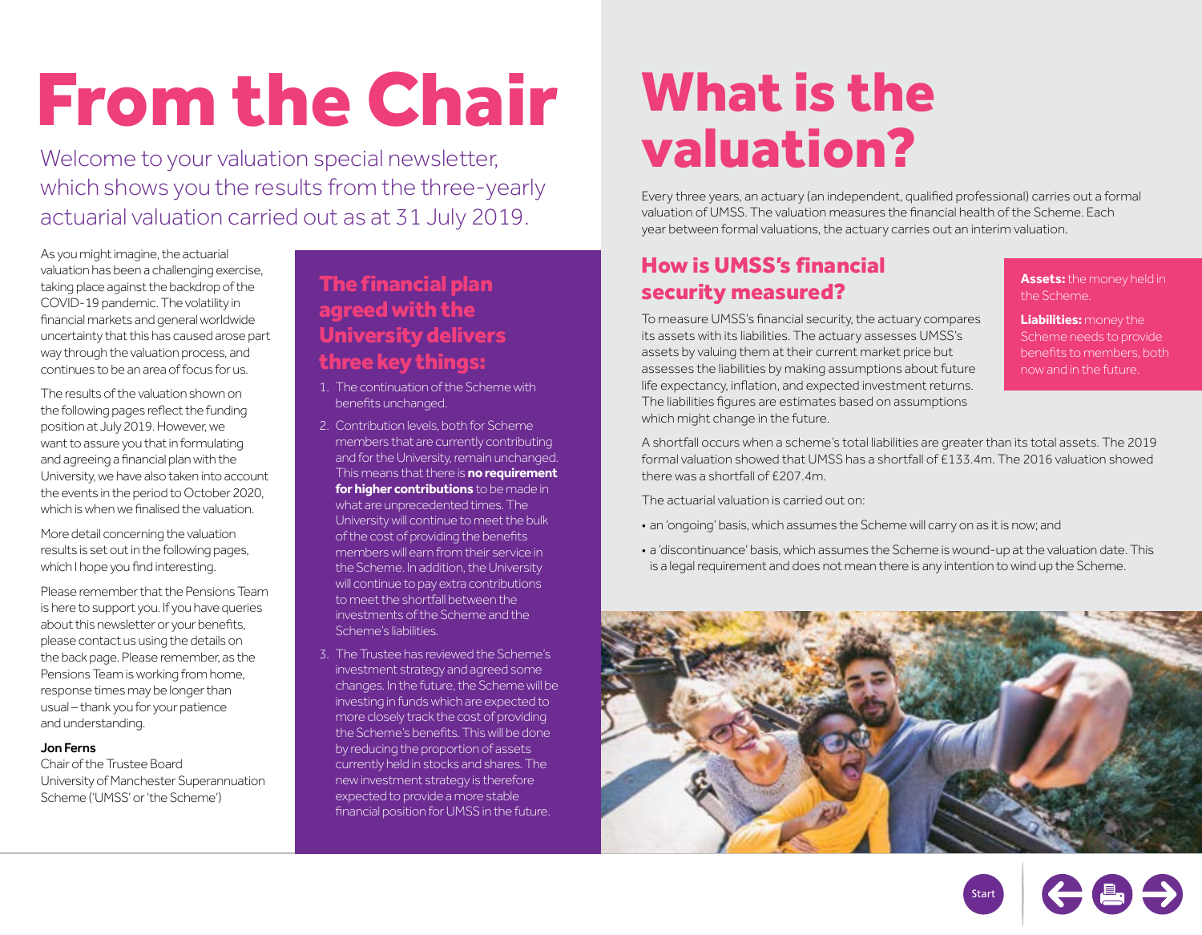# From the Chair

Welcome to your valuation special newsletter, which shows you the results from the three-yearly actuarial valuation carried out as at 31 July 2019.

As you might imagine, the actuarial valuation has been a challenging exercise, taking place against the backdrop of the COVID-19 pandemic. The volatility in financial markets and general worldwide uncertainty that this has caused arose part way through the valuation process, and continues to be an area of focus for us.

The results of the valuation shown on the following pages reflect the funding position at July 2019. However, we want to assure you that in formulating and agreeing a financial plan with the University, we have also taken into account the events in the period to October 2020, which is when we finalised the valuation.

More detail concerning the valuation results is set out in the following pages, which I hope you find interesting.

Please remember that the Pensions Team is here to support you. If you have queries about this newsletter or your benefits, please contact us using the details on the back page. Please remember, as the Pensions Team is working from home, response times may be longer than usual – thank you for your patience and understanding.

**Jon Ferns**
Chair of the Trustee Board
University of Manchester Superannuation Scheme ('UMSS' or 'the Scheme')

## The financial plan agreed with the University delivers three key things:

1. The continuation of the Scheme with benefits unchanged.
2. Contribution levels, both for Scheme members that are currently contributing and for the University, remain unchanged. This means that there is **no requirement for higher contributions** to be made in what are unprecedented times. The University will continue to meet the bulk of the cost of providing the benefits members will earn from their service in the Scheme. In addition, the University will continue to pay extra contributions to meet the shortfall between the investments of the Scheme and the Scheme's liabilities.
3. The Trustee has reviewed the Scheme's investment strategy and agreed some changes. In the future, the Scheme will be investing in funds which are expected to more closely track the cost of providing the Scheme's benefits. This will be done by reducing the proportion of assets currently held in stocks and shares. The new investment strategy is therefore expected to provide a more stable financial position for UMSS in the future.

# What is the valuation?

Every three years, an actuary (an independent, qualified professional) carries out a formal valuation of UMSS. The valuation measures the financial health of the Scheme. Each year between formal valuations, the actuary carries out an interim valuation.

## How is UMSS's financial security measured?

To measure UMSS's financial security, the actuary compares its assets with its liabilities. The actuary assesses UMSS's assets by valuing them at their current market price but assesses the liabilities by making assumptions about future life expectancy, inflation, and expected investment returns. The liabilities figures are estimates based on assumptions which might change in the future.

**Assets:** the money held in the Scheme.

**Liabilities:** money the Scheme needs to provide benefits to members, both now and in the future.

A shortfall occurs when a scheme's total liabilities are greater than its total assets. The 2019 formal valuation showed that UMSS has a shortfall of £133.4m. The 2016 valuation showed there was a shortfall of £207.4m.

The actuarial valuation is carried out on:

- an 'ongoing' basis, which assumes the Scheme will carry on as it is now; and
- a 'discontinuance' basis, which assumes the Scheme is wound-up at the valuation date. This is a legal requirement and does not mean there is any intention to wind up the Scheme.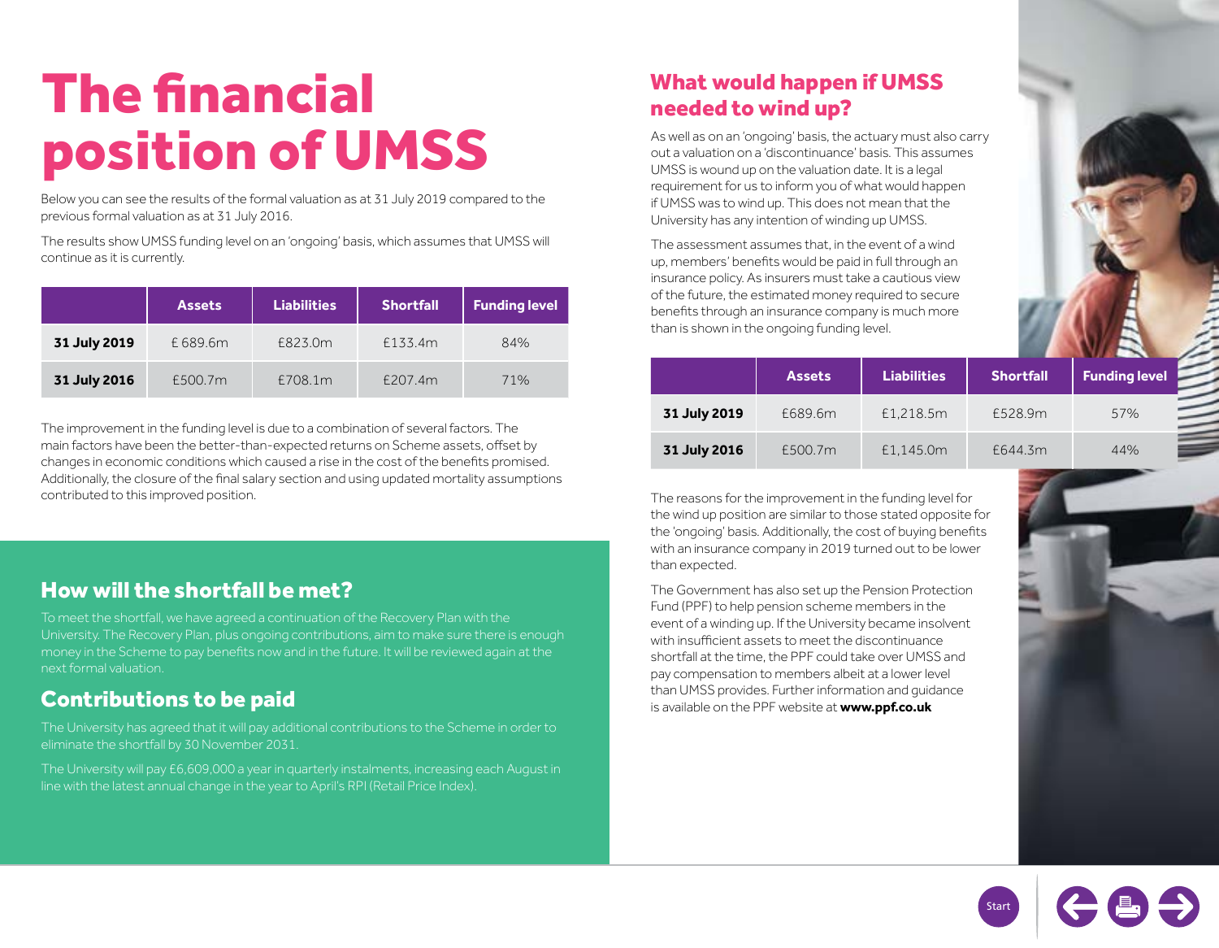# The financial position of UMSS

Below you can see the results of the formal valuation as at 31 July 2019 compared to the previous formal valuation as at 31 July 2016.

The results show UMSS funding level on an 'ongoing' basis, which assumes that UMSS will continue as it is currently.

| | Assets | Liabilities | Shortfall | Funding level |
|---|---|---|---|---|
| **31 July 2019** | £ 689.6m | £823.0m | £133.4m | 84% |
| **31 July 2016** | £500.7m | £708.1m | £207.4m | 71% |

The improvement in the funding level is due to a combination of several factors. The main factors have been the better-than-expected returns on Scheme assets, offset by changes in economic conditions which caused a rise in the cost of the benefits promised. Additionally, the closure of the final salary section and using updated mortality assumptions contributed to this improved position.

## How will the shortfall be met?

To meet the shortfall, we have agreed a continuation of the Recovery Plan with the University. The Recovery Plan, plus ongoing contributions, aim to make sure there is enough money in the Scheme to pay benefits now and in the future. It will be reviewed again at the next formal valuation.

## Contributions to be paid

The University has agreed that it will pay additional contributions to the Scheme in order to eliminate the shortfall by 30 November 2031.

The University will pay £6,609,000 a year in quarterly instalments, increasing each August in line with the latest annual change in the year to April's RPI (Retail Price Index).

## What would happen if UMSS needed to wind up?

As well as on an 'ongoing' basis, the actuary must also carry out a valuation on a 'discontinuance' basis. This assumes UMSS is wound up on the valuation date. It is a legal requirement for us to inform you of what would happen if UMSS was to wind up. This does not mean that the University has any intention of winding up UMSS.

The assessment assumes that, in the event of a wind up, members' benefits would be paid in full through an insurance policy. As insurers must take a cautious view of the future, the estimated money required to secure benefits through an insurance company is much more than is shown in the ongoing funding level.

| | Assets | Liabilities | Shortfall | Funding level |
|---|---|---|---|---|
| **31 July 2019** | £689.6m | £1,218.5m | £528.9m | 57% |
| **31 July 2016** | £500.7m | £1,145.0m | £644.3m | 44% |

The reasons for the improvement in the funding level for the wind up position are similar to those stated opposite for the 'ongoing' basis. Additionally, the cost of buying benefits with an insurance company in 2019 turned out to be lower than expected.

The Government has also set up the Pension Protection Fund (PPF) to help pension scheme members in the event of a winding up. If the University became insolvent with insufficient assets to meet the discontinuance shortfall at the time, the PPF could take over UMSS and pay compensation to members albeit at a lower level than UMSS provides. Further information and guidance is available on the PPF website at **www.ppf.co.uk**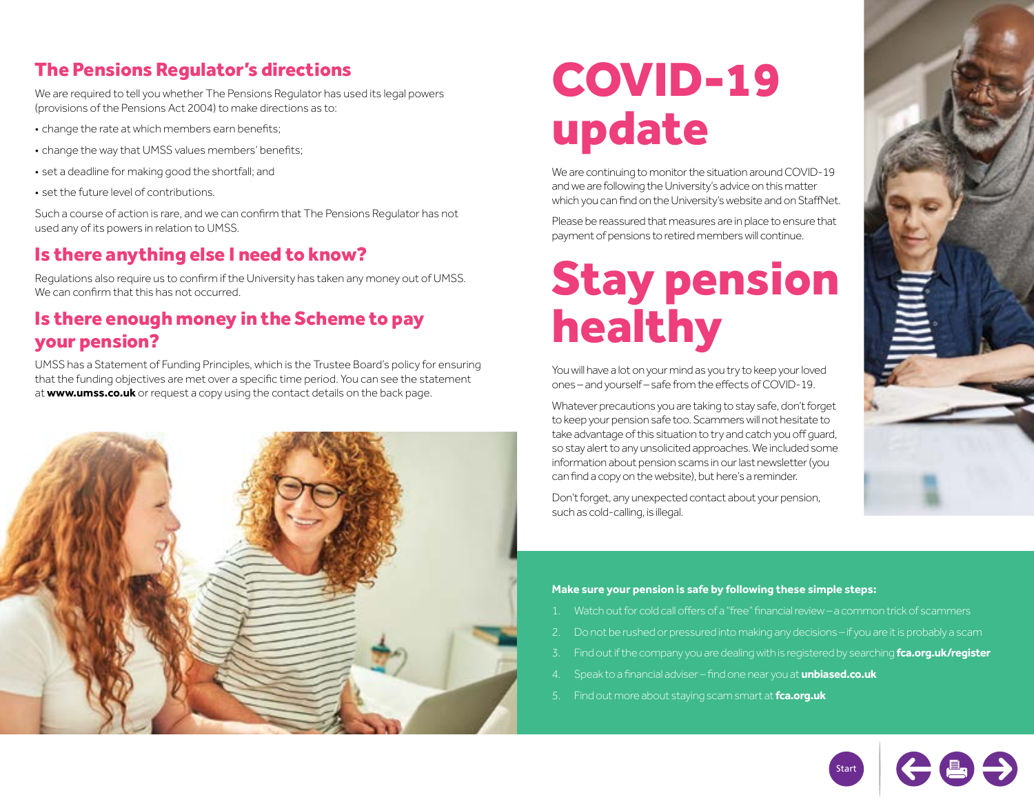## The Pensions Regulator's directions

We are required to tell you whether The Pensions Regulator has used its legal powers (provisions of the Pensions Act 2004) to make directions as to:

- change the rate at which members earn benefits;
- change the way that UMSS values members' benefits;
- set a deadline for making good the shortfall; and
- set the future level of contributions.

Such a course of action is rare, and we can confirm that The Pensions Regulator has not used any of its powers in relation to UMSS.

## Is there anything else I need to know?

Regulations also require us to confirm if the University has taken any money out of UMSS. We can confirm that this has not occurred.

## Is there enough money in the Scheme to pay your pension?

UMSS has a Statement of Funding Principles, which is the Trustee Board's policy for ensuring that the funding objectives are met over a specific time period. You can see the statement at **www.umss.co.uk** or request a copy using the contact details on the back page.

# COVID-19 update

We are continuing to monitor the situation around COVID-19 and we are following the University's advice on this matter which you can find on the University's website and on StaffNet.

Please be reassured that measures are in place to ensure that payment of pensions to retired members will continue.

# Stay pension healthy

You will have a lot on your mind as you try to keep your loved ones – and yourself – safe from the effects of COVID-19.

Whatever precautions you are taking to stay safe, don't forget to keep your pension safe too. Scammers will not hesitate to take advantage of this situation to try and catch you off guard, so stay alert to any unsolicited approaches. We included some information about pension scams in our last newsletter (you can find a copy on the website), but here's a reminder.

Don't forget, any unexpected contact about your pension, such as cold-calling, is illegal.

**Make sure your pension is safe by following these simple steps:**

1. Watch out for cold call offers of a "free" financial review – a common trick of scammers
2. Do not be rushed or pressured into making any decisions – if you are it is probably a scam
3. Find out if the company you are dealing with is registered by searching **fca.org.uk/register**
4. Speak to a financial adviser – find one near you at **unbiased.co.uk**
5. Find out more about staying scam smart at **fca.org.uk**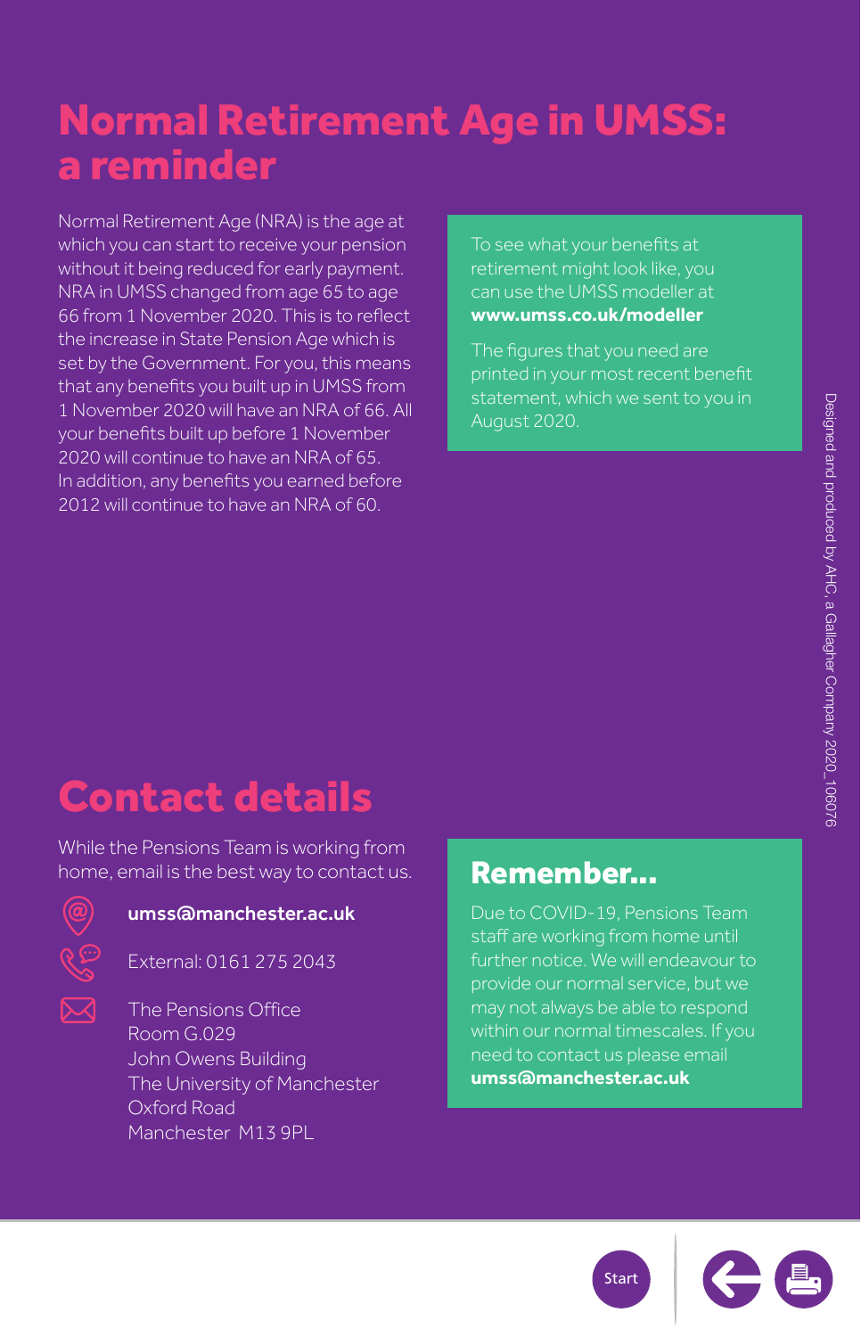# Normal Retirement Age in UMSS: a reminder

Normal Retirement Age (NRA) is the age at which you can start to receive your pension without it being reduced for early payment. NRA in UMSS changed from age 65 to age 66 from 1 November 2020. This is to reflect the increase in State Pension Age which is set by the Government. For you, this means that any benefits you built up in UMSS from 1 November 2020 will have an NRA of 66. All your benefits built up before 1 November 2020 will continue to have an NRA of 65. In addition, any benefits you earned before 2012 will continue to have an NRA of 60.

To see what your benefits at retirement might look like, you can use the UMSS modeller at **www.umss.co.uk/modeller**

The figures that you need are printed in your most recent benefit statement, which we sent to you in August 2020.

# Contact details

While the Pensions Team is working from home, email is the best way to contact us.

**umss@manchester.ac.uk**

External: 0161 275 2043

The Pensions Office
Room G.029
John Owens Building
The University of Manchester
Oxford Road
Manchester M13 9PL

## Remember...

Due to COVID-19, Pensions Team staff are working from home until further notice. We will endeavour to provide our normal service, but we may not always be able to respond within our normal timescales. If you need to contact us please email **umss@manchester.ac.uk**

Designed and produced by AHC, a Gallagher Company 2020_106076